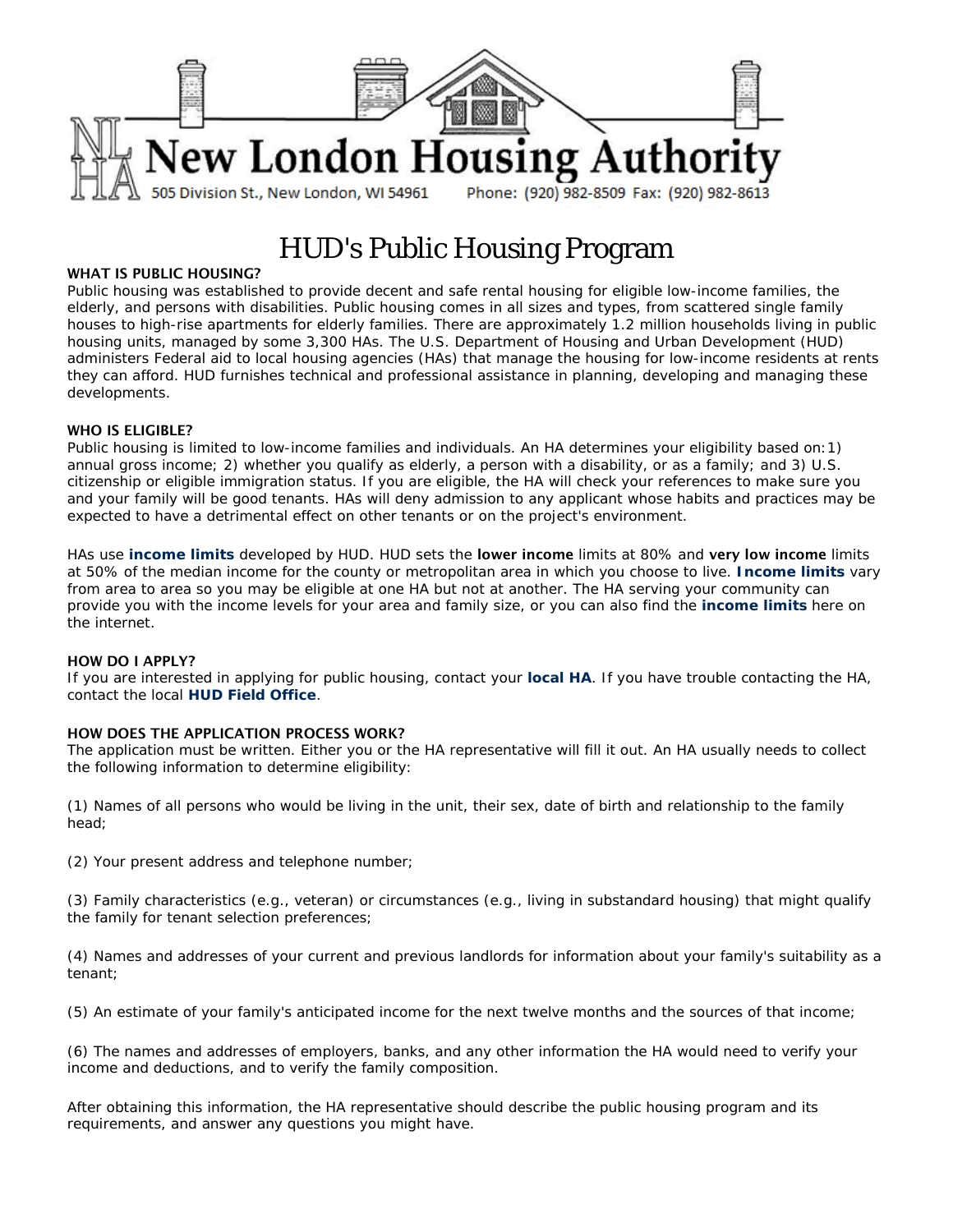# New London Housing Authority

505 Division St., New London, WI 54961 Phone: (920) 982-8509 Fax: (920) 982-8613

# HUD's Public Housing Program

### WHAT IS PUBLIC HOUSING?

Public housing was established to provide decent and safe rental housing for eligible low-income families, the elderly, and persons with disabilities. Public housing comes in all sizes and types, from scattered single family houses to high-rise apartments for elderly families. There are approximately 1.2 million households living in public housing units, managed by some 3,300 HAs. The U.S. Department of Housing and Urban Development (HUD) administers Federal aid to local housing agencies (HAs) that manage the housing for low-income residents at rents they can afford. HUD furnishes technical and professional assistance in planning, developing and managing these developments.

### WHO IS ELIGIBLE?

Public housing is limited to low-income families and individuals. An HA determines your eligibility based on:1) annual gross income; 2) whether you qualify as elderly, a person with a disability, or as a family; and 3) U.S. citizenship or eligible immigration status. If you are eligible, the HA will check your references to make sure you and your family will be good tenants. HAs will deny admission to any applicant whose habits and practices may be expected to have a detrimental effect on other tenants or on the project's environment.

HAs use **income limits** developed by HUD. HUD sets the **lower income** limits at 80% and **very low income** limits at 50% of the median income for the county or metropolitan area in which you choose to live. **Income limits** vary from area to area so you may be eligible at one HA but not at another. The HA serving your community can provide you with the income levels for your area and family size, or you can also find the **income limits** here on the internet.

### HOW DO I APPLY?

If you are interested in applying for public housing, contact your **local HA**. If you have trouble contacting the HA, contact the local **HUD Field Office**.

### HOW DOES THE APPLICATION PROCESS WORK?

The application must be written. Either you or the HA representative will fill it out. An HA usually needs to collect the following information to determine eligibility:

(1) Names of all persons who would be living in the unit, their sex, date of birth and relationship to the family head;

(2) Your present address and telephone number;

(3) Family characteristics (e.g., veteran) or circumstances (e.g., living in substandard housing) that might qualify the family for tenant selection preferences;

(4) Names and addresses of your current and previous landlords for information about your family's suitability as a tenant;

(5) An estimate of your family's anticipated income for the next twelve months and the sources of that income;

(6) The names and addresses of employers, banks, and any other information the HA would need to verify your income and deductions, and to verify the family composition.

After obtaining this information, the HA representative should describe the public housing program and its requirements, and answer any questions you might have.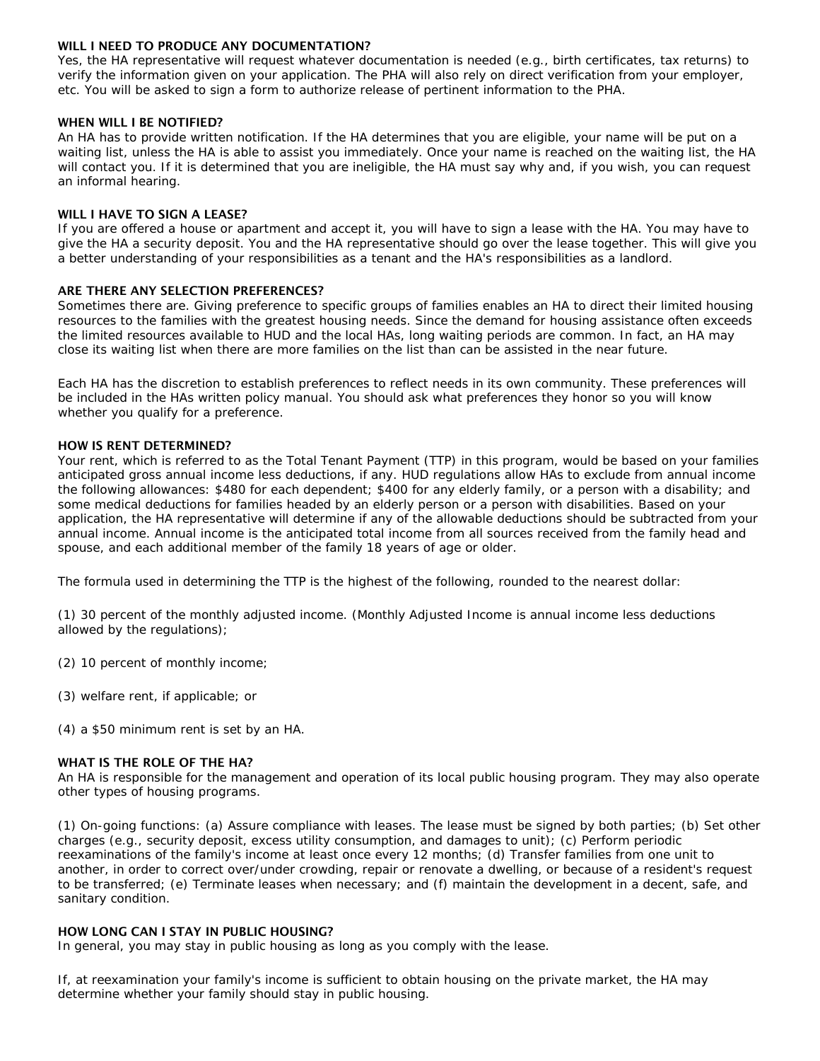#### WILL I NEED TO PRODUCE ANY DOCUMENTATION?

Yes, the HA representative will request whatever documentation is needed (e.g., birth certificates, tax returns) to verify the information given on your application. The PHA will also rely on direct verification from your employer, etc. You will be asked to sign a form to authorize release of pertinent information to the PHA.

#### WHEN WILL I BE NOTIFIED?

An HA has to provide written notification. If the HA determines that you are eligible, your name will be put on a waiting list, unless the HA is able to assist you immediately. Once your name is reached on the waiting list, the HA will contact you. If it is determined that you are ineligible, the HA must say why and, if you wish, you can request an informal hearing.

#### WILL I HAVE TO SIGN A LEASE?

If you are offered a house or apartment and accept it, you will have to sign a lease with the HA. You may have to give the HA a security deposit. You and the HA representative should go over the lease together. This will give you a better understanding of your responsibilities as a tenant and the HA's responsibilities as a landlord.

#### ARE THERE ANY SELECTION PREFERENCES?

Sometimes there are. Giving preference to specific groups of families enables an HA to direct their limited housing resources to the families with the greatest housing needs. Since the demand for housing assistance often exceeds the limited resources available to HUD and the local HAs, long waiting periods are common. In fact, an HA may close its waiting list when there are more families on the list than can be assisted in the near future.

Each HA has the discretion to establish preferences to reflect needs in its own community. These preferences will be included in the HAs written policy manual. You should ask what preferences they honor so you will know whether you qualify for a preference.

#### HOW IS RENT DETERMINED?

Your rent, which is referred to as the Total Tenant Payment (TTP) in this program, would be based on your families anticipated gross annual income less deductions, if any. HUD regulations allow HAs to exclude from annual income the following allowances: $480 for each dependent; $400 for any elderly family, or a person with a disability; and some medical deductions for families headed by an elderly person or a person with disabilities. Based on your application, the HA representative will determine if any of the allowable deductions should be subtracted from your annual income. Annual income is the anticipated total income from all sources received from the family head and spouse, and each additional member of the family 18 years of age or older.

The formula used in determining the TTP is the highest of the following, rounded to the nearest dollar:

(1) 30 percent of the monthly adjusted income. (Monthly Adjusted Income is annual income less deductions allowed by the regulations);

(2) 10 percent of monthly income;

(3) welfare rent, if applicable; or

(4) a $50 minimum rent is set by an HA.

#### WHAT IS THE ROLE OF THE HA?

An HA is responsible for the management and operation of its local public housing program. They may also operate other types of housing programs.

(1) On-going functions: (a) Assure compliance with leases. The lease must be signed by both parties; (b) Set other charges (e.g., security deposit, excess utility consumption, and damages to unit); (c) Perform periodic reexaminations of the family's income at least once every 12 months; (d) Transfer families from one unit to another, in order to correct over/under crowding, repair or renovate a dwelling, or because of a resident's request to be transferred; (e) Terminate leases when necessary; and (f) maintain the development in a decent, safe, and sanitary condition.

#### HOW LONG CAN I STAY IN PUBLIC HOUSING?

In general, you may stay in public housing as long as you comply with the lease.

If, at reexamination your family's income is sufficient to obtain housing on the private market, the HA may determine whether your family should stay in public housing.